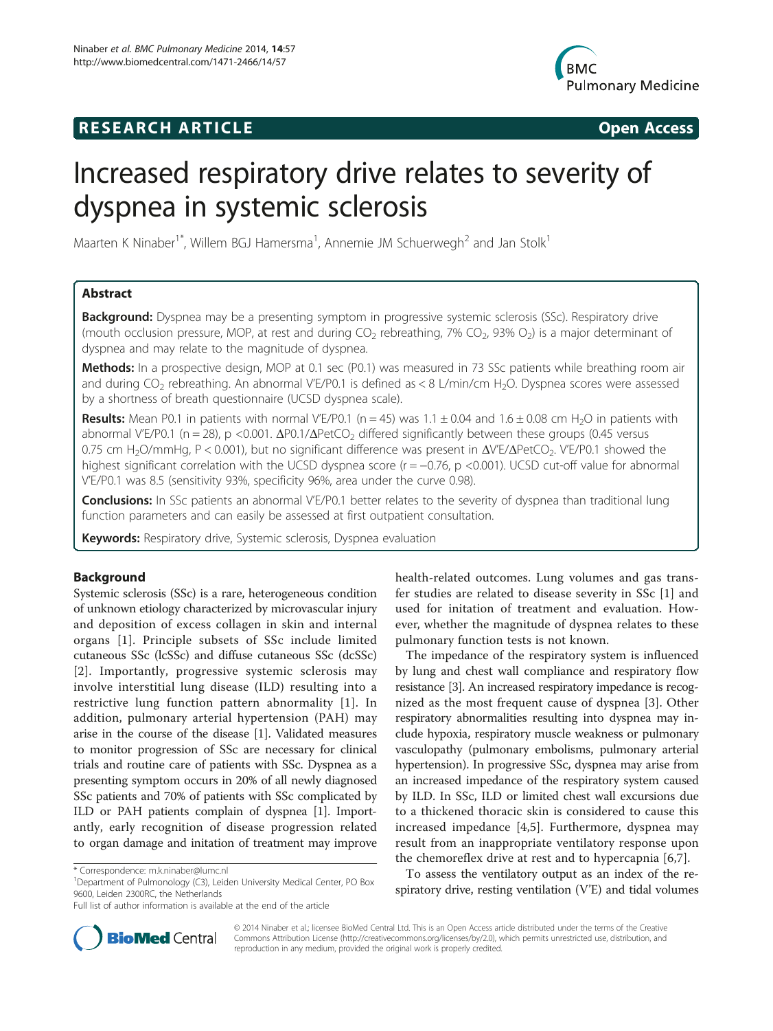RESEARCH ARTICLE Open Access

# Increased respiratory drive relates to severity of dyspnea in systemic sclerosis

Maarten K Ninaber[1*], Willem BGJ Hamersma[1], Annemie JM Schuerwegh[2] and Jan Stolk[1]

## Abstract

**Background:** Dyspnea may be a presenting symptom in progressive systemic sclerosis (SSc). Respiratory drive (mouth occlusion pressure, MOP, at rest and during $CO_2$ rebreathing, 7% $CO_2$, 93% $O_2$) is a major determinant of dyspnea and may relate to the magnitude of dyspnea.

**Methods:** In a prospective design, MOP at 0.1 sec (P0.1) was measured in 73 SSc patients while breathing room air and during $CO_2$ rebreathing. An abnormal V'E/P0.1 is defined as < 8 L/min/cm $H_2O$. Dyspnea scores were assessed by a shortness of breath questionnaire (UCSD dyspnea scale).

**Results:** Mean P0.1 in patients with normal V'E/P0.1 (n = 45) was 1.1 ± 0.04 and 1.6 ± 0.08 cm $H_2O$ in patients with abnormal V'E/P0.1 (n = 28), p <0.001. ΔP0.1/Δ$PetCO_2$ differed significantly between these groups (0.45 versus 0.75 cm $H_2O$/mmHg, P < 0.001), but no significant difference was present in ΔV'E/Δ$PetCO_2$. V'E/P0.1 showed the highest significant correlation with the UCSD dyspnea score (r = −0.76, p <0.001). UCSD cut-off value for abnormal V'E/P0.1 was 8.5 (sensitivity 93%, specificity 96%, area under the curve 0.98).

**Conclusions:** In SSc patients an abnormal V'E/P0.1 better relates to the severity of dyspnea than traditional lung function parameters and can easily be assessed at first outpatient consultation.

**Keywords:** Respiratory drive, Systemic sclerosis, Dyspnea evaluation

## Background

Systemic sclerosis (SSc) is a rare, heterogeneous condition of unknown etiology characterized by microvascular injury and deposition of excess collagen in skin and internal organs [1]. Principle subsets of SSc include limited cutaneous SSc (lcSSc) and diffuse cutaneous SSc (dcSSc) [2]. Importantly, progressive systemic sclerosis may involve interstitial lung disease (ILD) resulting into a restrictive lung function pattern abnormality [1]. In addition, pulmonary arterial hypertension (PAH) may arise in the course of the disease [1]. Validated measures to monitor progression of SSc are necessary for clinical trials and routine care of patients with SSc. Dyspnea as a presenting symptom occurs in 20% of all newly diagnosed SSc patients and 70% of patients with SSc complicated by ILD or PAH patients complain of dyspnea [1]. Importantly, early recognition of disease progression related to organ damage and initation of treatment may improve health-related outcomes. Lung volumes and gas transfer studies are related to disease severity in SSc [1] and used for initation of treatment and evaluation. However, whether the magnitude of dyspnea relates to these pulmonary function tests is not known.

The impedance of the respiratory system is influenced by lung and chest wall compliance and respiratory flow resistance [3]. An increased respiratory impedance is recognized as the most frequent cause of dyspnea [3]. Other respiratory abnormalities resulting into dyspnea may include hypoxia, respiratory muscle weakness or pulmonary vasculopathy (pulmonary embolisms, pulmonary arterial hypertension). In progressive SSc, dyspnea may arise from an increased impedance of the respiratory system caused by ILD. In SSc, ILD or limited chest wall excursions due to a thickened thoracic skin is considered to cause this increased impedance [4,5]. Furthermore, dyspnea may result from an inappropriate ventilatory response upon the chemoreflex drive at rest and to hypercapnia [6,7].

To assess the ventilatory output as an index of the respiratory drive, resting ventilation (V'E) and tidal volumes

* Correspondence: m.k.ninaber@lumc.nl

[1]Department of Pulmonology (C3), Leiden University Medical Center, PO Box 9600, Leiden 2300RC, the Netherlands

Full list of author information is available at the end of the article

© 2014 Ninaber et al.; licensee BioMed Central Ltd. This is an Open Access article distributed under the terms of the Creative Commons Attribution License (http://creativecommons.org/licenses/by/2.0), which permits unrestricted use, distribution, and reproduction in any medium, provided the original work is properly credited.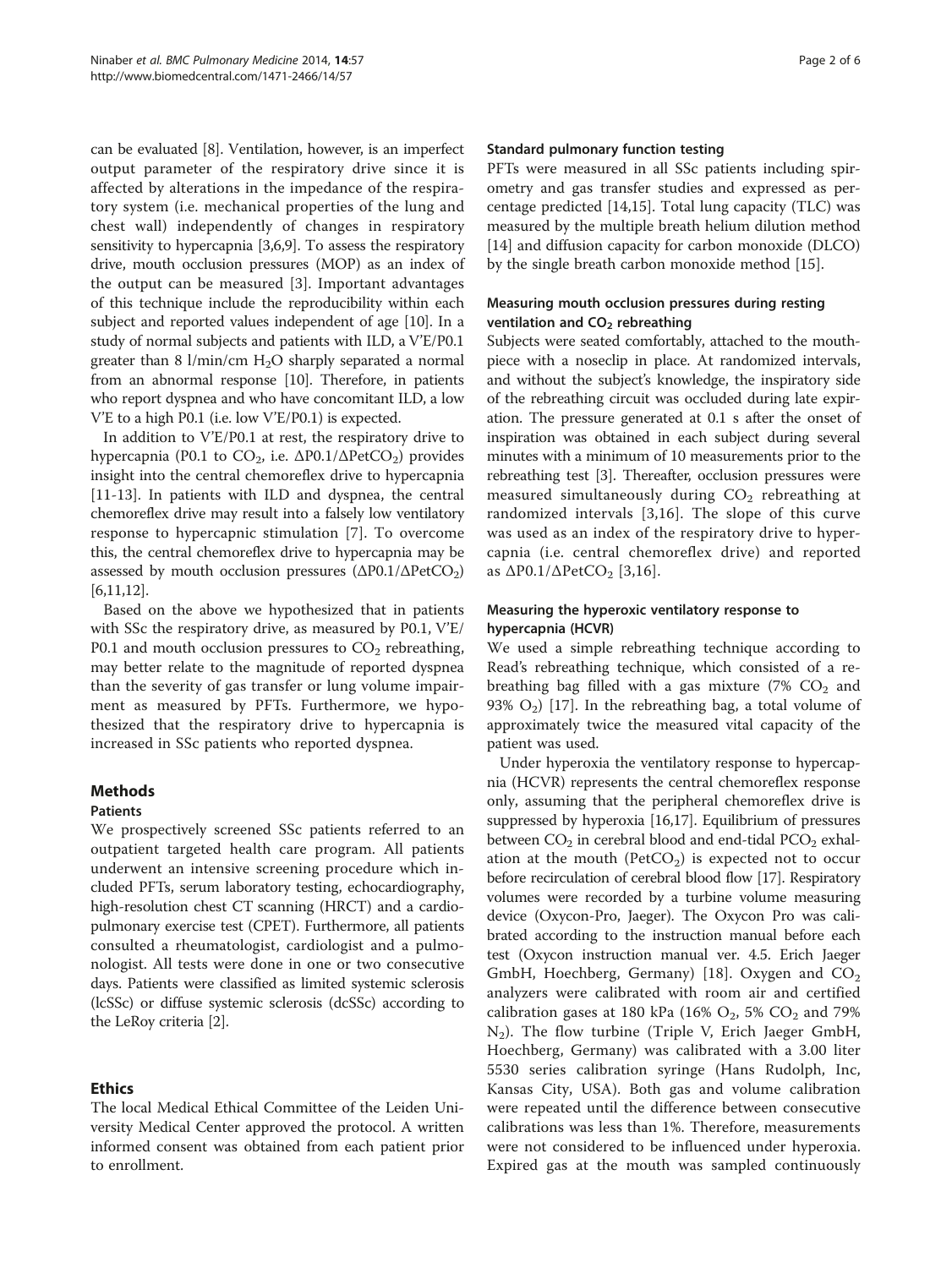can be evaluated [8]. Ventilation, however, is an imperfect output parameter of the respiratory drive since it is affected by alterations in the impedance of the respiratory system (i.e. mechanical properties of the lung and chest wall) independently of changes in respiratory sensitivity to hypercapnia [3,6,9]. To assess the respiratory drive, mouth occlusion pressures (MOP) as an index of the output can be measured [3]. Important advantages of this technique include the reproducibility within each subject and reported values independent of age [10]. In a study of normal subjects and patients with ILD, a V'E/P0.1 greater than 8 l/min/cm $H_2O$ sharply separated a normal from an abnormal response [10]. Therefore, in patients who report dyspnea and who have concomitant ILD, a low V'E to a high P0.1 (i.e. low V'E/P0.1) is expected.

In addition to V'E/P0.1 at rest, the respiratory drive to hypercapnia (P0.1 to $CO_2$, i.e. $\Delta$P0.1/$\Delta$Pet$CO_2$) provides insight into the central chemoreflex drive to hypercapnia [11-13]. In patients with ILD and dyspnea, the central chemoreflex drive may result into a falsely low ventilatory response to hypercapnic stimulation [7]. To overcome this, the central chemoreflex drive to hypercapnia may be assessed by mouth occlusion pressures ($\Delta$P0.1/$\Delta$Pet$CO_2$) [6,11,12].

Based on the above we hypothesized that in patients with SSc the respiratory drive, as measured by P0.1, V'E/P0.1 and mouth occlusion pressures to $CO_2$ rebreathing, may better relate to the magnitude of reported dyspnea than the severity of gas transfer or lung volume impairment as measured by PFTs. Furthermore, we hypothesized that the respiratory drive to hypercapnia is increased in SSc patients who reported dyspnea.

## Methods

### Patients

We prospectively screened SSc patients referred to an outpatient targeted health care program. All patients underwent an intensive screening procedure which included PFTs, serum laboratory testing, echocardiography, high-resolution chest CT scanning (HRCT) and a cardiopulmonary exercise test (CPET). Furthermore, all patients consulted a rheumatologist, cardiologist and a pulmonologist. All tests were done in one or two consecutive days. Patients were classified as limited systemic sclerosis (lcSSc) or diffuse systemic sclerosis (dcSSc) according to the LeRoy criteria [2].

## Ethics

The local Medical Ethical Committee of the Leiden University Medical Center approved the protocol. A written informed consent was obtained from each patient prior to enrollment.

### Standard pulmonary function testing

PFTs were measured in all SSc patients including spirometry and gas transfer studies and expressed as percentage predicted [14,15]. Total lung capacity (TLC) was measured by the multiple breath helium dilution method [14] and diffusion capacity for carbon monoxide (DLCO) by the single breath carbon monoxide method [15].

### Measuring mouth occlusion pressures during resting ventilation and $CO_2$ rebreathing

Subjects were seated comfortably, attached to the mouthpiece with a noseclip in place. At randomized intervals, and without the subject's knowledge, the inspiratory side of the rebreathing circuit was occluded during late expiration. The pressure generated at 0.1 s after the onset of inspiration was obtained in each subject during several minutes with a minimum of 10 measurements prior to the rebreathing test [3]. Thereafter, occlusion pressures were measured simultaneously during $CO_2$ rebreathing at randomized intervals [3,16]. The slope of this curve was used as an index of the respiratory drive to hypercapnia (i.e. central chemoreflex drive) and reported as $\Delta$P0.1/$\Delta$Pet$CO_2$ [3,16].

### Measuring the hyperoxic ventilatory response to hypercapnia (HCVR)

We used a simple rebreathing technique according to Read's rebreathing technique, which consisted of a rebreathing bag filled with a gas mixture (7% $CO_2$ and 93% $O_2$) [17]. In the rebreathing bag, a total volume of approximately twice the measured vital capacity of the patient was used.

Under hyperoxia the ventilatory response to hypercapnia (HCVR) represents the central chemoreflex response only, assuming that the peripheral chemoreflex drive is suppressed by hyperoxia [16,17]. Equilibrium of pressures between $CO_2$ in cerebral blood and end-tidal $PCO_2$ exhalation at the mouth (Pet$CO_2$) is expected not to occur before recirculation of cerebral blood flow [17]. Respiratory volumes were recorded by a turbine volume measuring device (Oxycon-Pro, Jaeger). The Oxycon Pro was calibrated according to the instruction manual before each test (Oxycon instruction manual ver. 4.5. Erich Jaeger GmbH, Hoechberg, Germany) [18]. Oxygen and $CO_2$ analyzers were calibrated with room air and certified calibration gases at 180 kPa (16% $O_2$, 5% $CO_2$ and 79% $N_2$). The flow turbine (Triple V, Erich Jaeger GmbH, Hoechberg, Germany) was calibrated with a 3.00 liter 5530 series calibration syringe (Hans Rudolph, Inc, Kansas City, USA). Both gas and volume calibration were repeated until the difference between consecutive calibrations was less than 1%. Therefore, measurements were not considered to be influenced under hyperoxia. Expired gas at the mouth was sampled continuously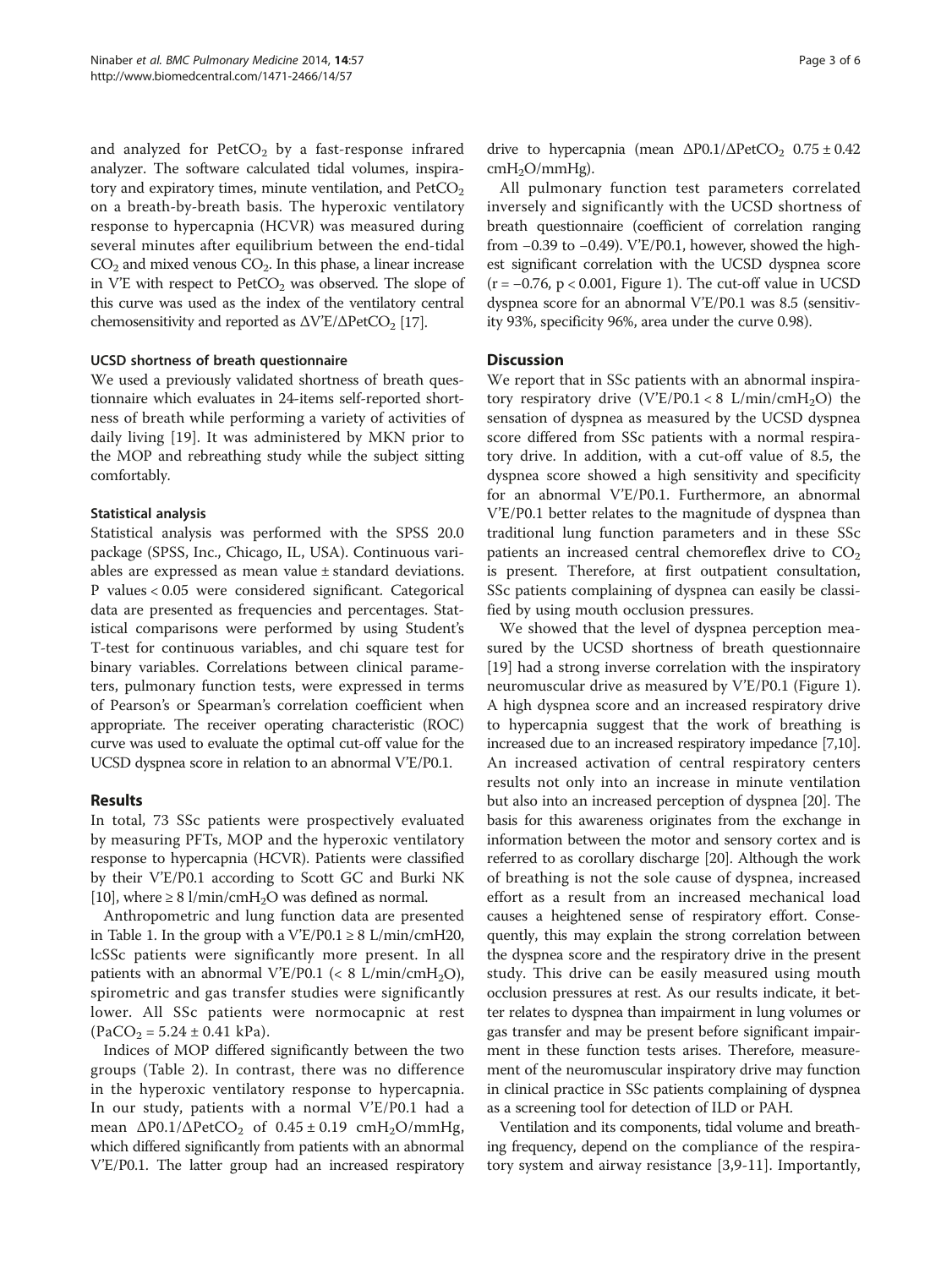and analyzed for $PetCO_2$ by a fast-response infrared analyzer. The software calculated tidal volumes, inspiratory and expiratory times, minute ventilation, and $PetCO_2$ on a breath-by-breath basis. The hyperoxic ventilatory response to hypercapnia (HCVR) was measured during several minutes after equilibrium between the end-tidal $CO_2$ and mixed venous $CO_2$. In this phase, a linear increase in V'E with respect to $PetCO_2$ was observed. The slope of this curve was used as the index of the ventilatory central chemosensitivity and reported as $\Delta V'E/\Delta PetCO_2$ [17].

### UCSD shortness of breath questionnaire

We used a previously validated shortness of breath questionnaire which evaluates in 24-items self-reported shortness of breath while performing a variety of activities of daily living [19]. It was administered by MKN prior to the MOP and rebreathing study while the subject sitting comfortably.

### Statistical analysis

Statistical analysis was performed with the SPSS 20.0 package (SPSS, Inc., Chicago, IL, USA). Continuous variables are expressed as mean value ± standard deviations. P values < 0.05 were considered significant. Categorical data are presented as frequencies and percentages. Statistical comparisons were performed by using Student's T-test for continuous variables, and chi square test for binary variables. Correlations between clinical parameters, pulmonary function tests, were expressed in terms of Pearson's or Spearman's correlation coefficient when appropriate. The receiver operating characteristic (ROC) curve was used to evaluate the optimal cut-off value for the UCSD dyspnea score in relation to an abnormal V'E/P0.1.

## Results

In total, 73 SSc patients were prospectively evaluated by measuring PFTs, MOP and the hyperoxic ventilatory response to hypercapnia (HCVR). Patients were classified by their V'E/P0.1 according to Scott GC and Burki NK [10], where ≥ 8 $l/min/cmH_2O$ was defined as normal.

Anthropometric and lung function data are presented in Table 1. In the group with a V'E/P0.1 ≥ 8 L/min/cmH20, lcSSc patients were significantly more present. In all patients with an abnormal V'E/P0.1 (< 8 $L/min/cmH_2O$), spirometric and gas transfer studies were significantly lower. All SSc patients were normocapnic at rest ($PaCO_2 = 5.24 \pm 0.41$ kPa).

Indices of MOP differed significantly between the two groups (Table 2). In contrast, there was no difference in the hyperoxic ventilatory response to hypercapnia. In our study, patients with a normal V'E/P0.1 had a mean $\Delta P0.1/\Delta PetCO_2$ of $0.45 \pm 0.19$ $cmH_2O/mmHg$, which differed significantly from patients with an abnormal V'E/P0.1. The latter group had an increased respiratory drive to hypercapnia (mean $\Delta P0.1/\Delta PetCO_2$ $0.75 \pm 0.42$ $cmH_2O/mmHg$).

All pulmonary function test parameters correlated inversely and significantly with the UCSD shortness of breath questionnaire (coefficient of correlation ranging from −0.39 to −0.49). V'E/P0.1, however, showed the highest significant correlation with the UCSD dyspnea score ($r = -0.76$, $p < 0.001$, Figure 1). The cut-off value in UCSD dyspnea score for an abnormal V'E/P0.1 was 8.5 (sensitivity 93%, specificity 96%, area under the curve 0.98).

## Discussion

We report that in SSc patients with an abnormal inspiratory respiratory drive (V'E/P0.1 < 8 $L/min/cmH_2O$) the sensation of dyspnea as measured by the UCSD dyspnea score differed from SSc patients with a normal respiratory drive. In addition, with a cut-off value of 8.5, the dyspnea score showed a high sensitivity and specificity for an abnormal V'E/P0.1. Furthermore, an abnormal V'E/P0.1 better relates to the magnitude of dyspnea than traditional lung function parameters and in these SSc patients an increased central chemoreflex drive to $CO_2$ is present. Therefore, at first outpatient consultation, SSc patients complaining of dyspnea can easily be classified by using mouth occlusion pressures.

We showed that the level of dyspnea perception measured by the UCSD shortness of breath questionnaire [19] had a strong inverse correlation with the inspiratory neuromuscular drive as measured by V'E/P0.1 (Figure 1). A high dyspnea score and an increased respiratory drive to hypercapnia suggest that the work of breathing is increased due to an increased respiratory impedance [7,10]. An increased activation of central respiratory centers results not only into an increase in minute ventilation but also into an increased perception of dyspnea [20]. The basis for this awareness originates from the exchange in information between the motor and sensory cortex and is referred to as corollary discharge [20]. Although the work of breathing is not the sole cause of dyspnea, increased effort as a result from an increased mechanical load causes a heightened sense of respiratory effort. Consequently, this may explain the strong correlation between the dyspnea score and the respiratory drive in the present study. This drive can be easily measured using mouth occlusion pressures at rest. As our results indicate, it better relates to dyspnea than impairment in lung volumes or gas transfer and may be present before significant impairment in these function tests arises. Therefore, measurement of the neuromuscular inspiratory drive may function in clinical practice in SSc patients complaining of dyspnea as a screening tool for detection of ILD or PAH.

Ventilation and its components, tidal volume and breathing frequency, depend on the compliance of the respiratory system and airway resistance [3,9-11]. Importantly,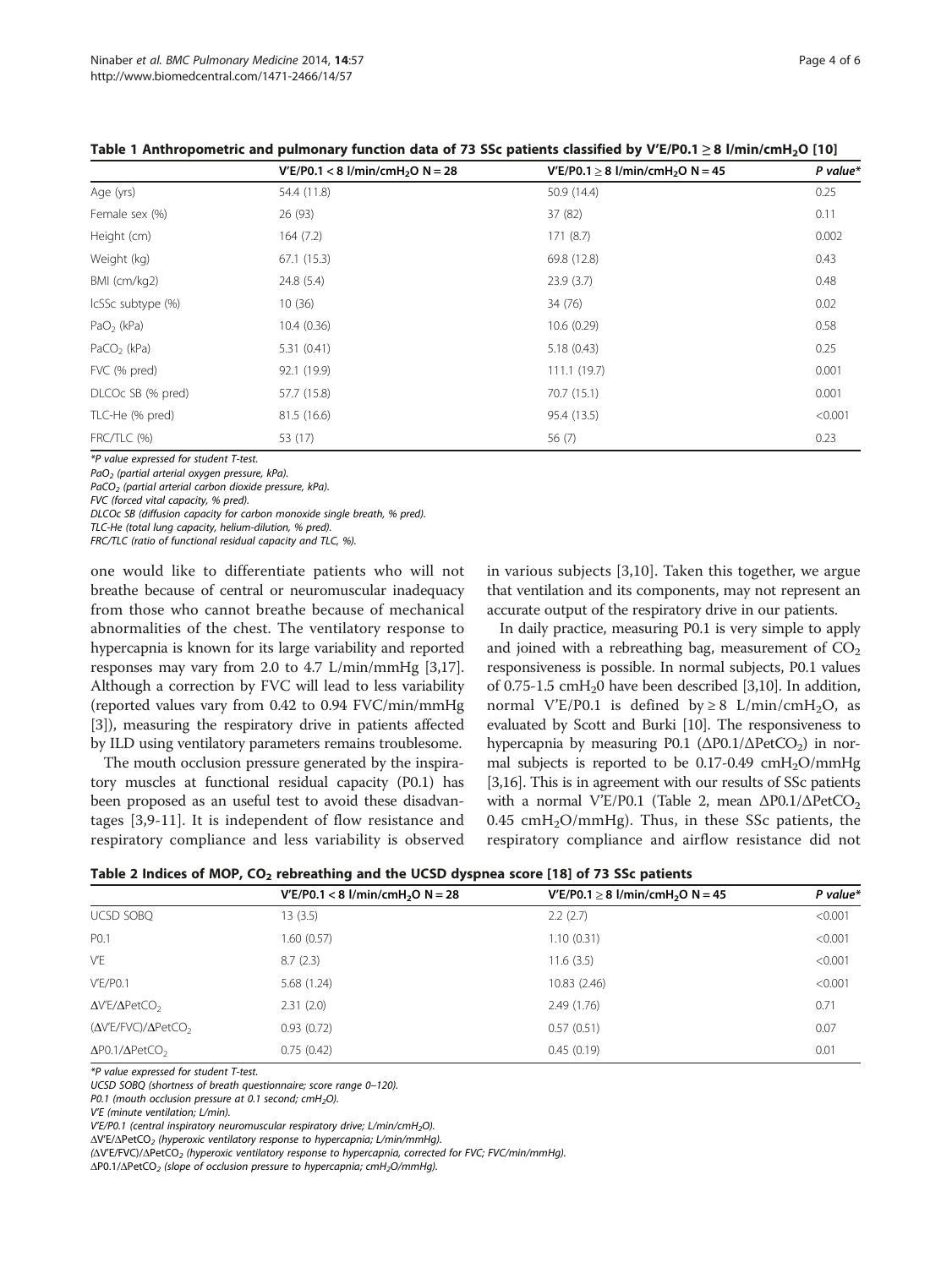**Table 1 Anthropometric and pulmonary function data of 73 SSc patients classified by V'E/P0.1 ≥ 8 l/min/cmH$_2$O [10]**

| | V'E/P0.1 < 8 l/min/cmH$_2$O N = 28 | V'E/P0.1 ≥ 8 l/min/cmH$_2$O N = 45 | *P value** |
|---|---|---|---|
| Age (yrs) | 54.4 (11.8) | 50.9 (14.4) | 0.25 |
| Female sex (%) | 26 (93) | 37 (82) | 0.11 |
| Height (cm) | 164 (7.2) | 171 (8.7) | 0.002 |
| Weight (kg) | 67.1 (15.3) | 69.8 (12.8) | 0.43 |
| BMI (cm/kg2) | 24.8 (5.4) | 23.9 (3.7) | 0.48 |
| lcSSc subtype (%) | 10 (36) | 34 (76) | 0.02 |
| PaO$_2$ (kPa) | 10.4 (0.36) | 10.6 (0.29) | 0.58 |
| PaCO$_2$ (kPa) | 5.31 (0.41) | 5.18 (0.43) | 0.25 |
| FVC (% pred) | 92.1 (19.9) | 111.1 (19.7) | 0.001 |
| DLCOc SB (% pred) | 57.7 (15.8) | 70.7 (15.1) | 0.001 |
| TLC-He (% pred) | 81.5 (16.6) | 95.4 (13.5) | <0.001 |
| FRC/TLC (%) | 53 (17) | 56 (7) | 0.23 |

*\*P value expressed for student T-test.*
*PaO$_2$ (partial arterial oxygen pressure, kPa).*
*PaCO$_2$ (partial arterial carbon dioxide pressure, kPa).*
*FVC (forced vital capacity, % pred).*
*DLCOc SB (diffusion capacity for carbon monoxide single breath, % pred).*
*TLC-He (total lung capacity, helium-dilution, % pred).*
*FRC/TLC (ratio of functional residual capacity and TLC, %).*

one would like to differentiate patients who will not breathe because of central or neuromuscular inadequacy from those who cannot breathe because of mechanical abnormalities of the chest. The ventilatory response to hypercapnia is known for its large variability and reported responses may vary from 2.0 to 4.7 L/min/mmHg [3,17]. Although a correction by FVC will lead to less variability (reported values vary from 0.42 to 0.94 FVC/min/mmHg [3]), measuring the respiratory drive in patients affected by ILD using ventilatory parameters remains troublesome.

The mouth occlusion pressure generated by the inspiratory muscles at functional residual capacity (P0.1) has been proposed as an useful test to avoid these disadvantages [3,9-11]. It is independent of flow resistance and respiratory compliance and less variability is observed in various subjects [3,10]. Taken this together, we argue that ventilation and its components, may not represent an accurate output of the respiratory drive in our patients.

In daily practice, measuring P0.1 is very simple to apply and joined with a rebreathing bag, measurement of $CO_2$ responsiveness is possible. In normal subjects, P0.1 values of 0.75-1.5 cmH$_2$0 have been described [3,10]. In addition, normal V'E/P0.1 is defined by ≥ 8 L/min/cmH$_2$O, as evaluated by Scott and Burki [10]. The responsiveness to hypercapnia by measuring P0.1 (ΔP0.1/ΔPetCO$_2$) in normal subjects is reported to be 0.17-0.49 cmH$_2$O/mmHg [3,16]. This is in agreement with our results of SSc patients with a normal V'E/P0.1 (Table 2, mean ΔP0.1/ΔPetCO$_2$ 0.45 cmH$_2$O/mmHg). Thus, in these SSc patients, the respiratory compliance and airflow resistance did not

**Table 2 Indices of MOP, CO$_2$ rebreathing and the UCSD dyspnea score [18] of 73 SSc patients**

| | V'E/P0.1 < 8 l/min/cmH$_2$O N = 28 | V'E/P0.1 ≥ 8 l/min/cmH$_2$O N = 45 | *P value** |
|---|---|---|---|
| UCSD SOBQ | 13 (3.5) | 2.2 (2.7) | <0.001 |
| P0.1 | 1.60 (0.57) | 1.10 (0.31) | <0.001 |
| V'E | 8.7 (2.3) | 11.6 (3.5) | <0.001 |
| V'E/P0.1 | 5.68 (1.24) | 10.83 (2.46) | <0.001 |
| ΔV'E/ΔPetCO$_2$ | 2.31 (2.0) | 2.49 (1.76) | 0.71 |
| (ΔV'E/FVC)/ΔPetCO$_2$ | 0.93 (0.72) | 0.57 (0.51) | 0.07 |
| ΔP0.1/ΔPetCO$_2$ | 0.75 (0.42) | 0.45 (0.19) | 0.01 |

*\*P value expressed for student T-test.*
*UCSD SOBQ (shortness of breath questionnaire; score range 0–120).*
*P0.1 (mouth occlusion pressure at 0.1 second; cmH$_2$O).*
*V'E (minute ventilation; L/min).*
*V'E/P0.1 (central inspiratory neuromuscular respiratory drive; L/min/cmH$_2$O).*
*ΔV'E/ΔPetCO$_2$ (hyperoxic ventilatory response to hypercapnia; L/min/mmHg).*
*(ΔV'E/FVC)/ΔPetCO$_2$ (hyperoxic ventilatory response to hypercapnia, corrected for FVC; FVC/min/mmHg).*
*ΔP0.1/ΔPetCO$_2$ (slope of occlusion pressure to hypercapnia; cmH$_2$O/mmHg).*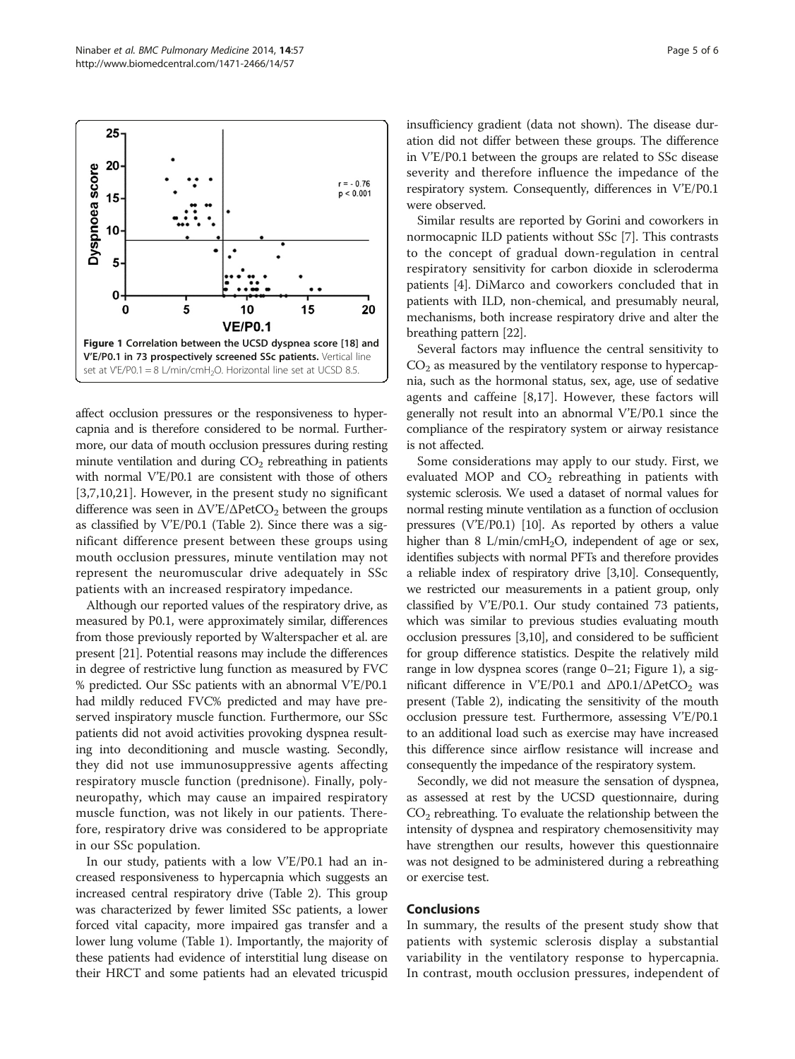**Figure 1 Correlation between the UCSD dyspnea score [18] and V'E/P0.1 in 73 prospectively screened SSc patients.** Vertical line set at V'E/P0.1 = 8 L/min/cm$H_2O$. Horizontal line set at UCSD 8.5.

affect occlusion pressures or the responsiveness to hypercapnia and is therefore considered to be normal. Furthermore, our data of mouth occlusion pressures during resting minute ventilation and during $CO_2$ rebreathing in patients with normal V'E/P0.1 are consistent with those of others [3,7,10,21]. However, in the present study no significant difference was seen in ΔV'E/ΔPet$CO_2$ between the groups as classified by V'E/P0.1 (Table 2). Since there was a significant difference present between these groups using mouth occlusion pressures, minute ventilation may not represent the neuromuscular drive adequately in SSc patients with an increased respiratory impedance.

Although our reported values of the respiratory drive, as measured by P0.1, were approximately similar, differences from those previously reported by Walterspacher et al. are present [21]. Potential reasons may include the differences in degree of restrictive lung function as measured by FVC % predicted. Our SSc patients with an abnormal V'E/P0.1 had mildly reduced FVC% predicted and may have preserved inspiratory muscle function. Furthermore, our SSc patients did not avoid activities provoking dyspnea resulting into deconditioning and muscle wasting. Secondly, they did not use immunosuppressive agents affecting respiratory muscle function (prednisone). Finally, polyneuropathy, which may cause an impaired respiratory muscle function, was not likely in our patients. Therefore, respiratory drive was considered to be appropriate in our SSc population.

In our study, patients with a low V'E/P0.1 had an increased responsiveness to hypercapnia which suggests an increased central respiratory drive (Table 2). This group was characterized by fewer limited SSc patients, a lower forced vital capacity, more impaired gas transfer and a lower lung volume (Table 1). Importantly, the majority of these patients had evidence of interstitial lung disease on their HRCT and some patients had an elevated tricuspid insufficiency gradient (data not shown). The disease duration did not differ between these groups. The difference in V'E/P0.1 between the groups are related to SSc disease severity and therefore influence the impedance of the respiratory system. Consequently, differences in V'E/P0.1 were observed.

Similar results are reported by Gorini and coworkers in normocapnic ILD patients without SSc [7]. This contrasts to the concept of gradual down-regulation in central respiratory sensitivity for carbon dioxide in scleroderma patients [4]. DiMarco and coworkers concluded that in patients with ILD, non-chemical, and presumably neural, mechanisms, both increase respiratory drive and alter the breathing pattern [22].

Several factors may influence the central sensitivity to $CO_2$ as measured by the ventilatory response to hypercapnia, such as the hormonal status, sex, age, use of sedative agents and caffeine [8,17]. However, these factors will generally not result into an abnormal V'E/P0.1 since the compliance of the respiratory system or airway resistance is not affected.

Some considerations may apply to our study. First, we evaluated MOP and $CO_2$ rebreathing in patients with systemic sclerosis. We used a dataset of normal values for normal resting minute ventilation as a function of occlusion pressures (V'E/P0.1) [10]. As reported by others a value higher than 8 L/min/cm$H_2O$, independent of age or sex, identifies subjects with normal PFTs and therefore provides a reliable index of respiratory drive [3,10]. Consequently, we restricted our measurements in a patient group, only classified by V'E/P0.1. Our study contained 73 patients, which was similar to previous studies evaluating mouth occlusion pressures [3,10], and considered to be sufficient for group difference statistics. Despite the relatively mild range in low dyspnea scores (range 0–21; Figure 1), a significant difference in V'E/P0.1 and ΔP0.1/ΔPet$CO_2$ was present (Table 2), indicating the sensitivity of the mouth occlusion pressure test. Furthermore, assessing V'E/P0.1 to an additional load such as exercise may have increased this difference since airflow resistance will increase and consequently the impedance of the respiratory system.

Secondly, we did not measure the sensation of dyspnea, as assessed at rest by the UCSD questionnaire, during $CO_2$ rebreathing. To evaluate the relationship between the intensity of dyspnea and respiratory chemosensitivity may have strengthen our results, however this questionnaire was not designed to be administered during a rebreathing or exercise test.

## Conclusions

In summary, the results of the present study show that patients with systemic sclerosis display a substantial variability in the ventilatory response to hypercapnia. In contrast, mouth occlusion pressures, independent of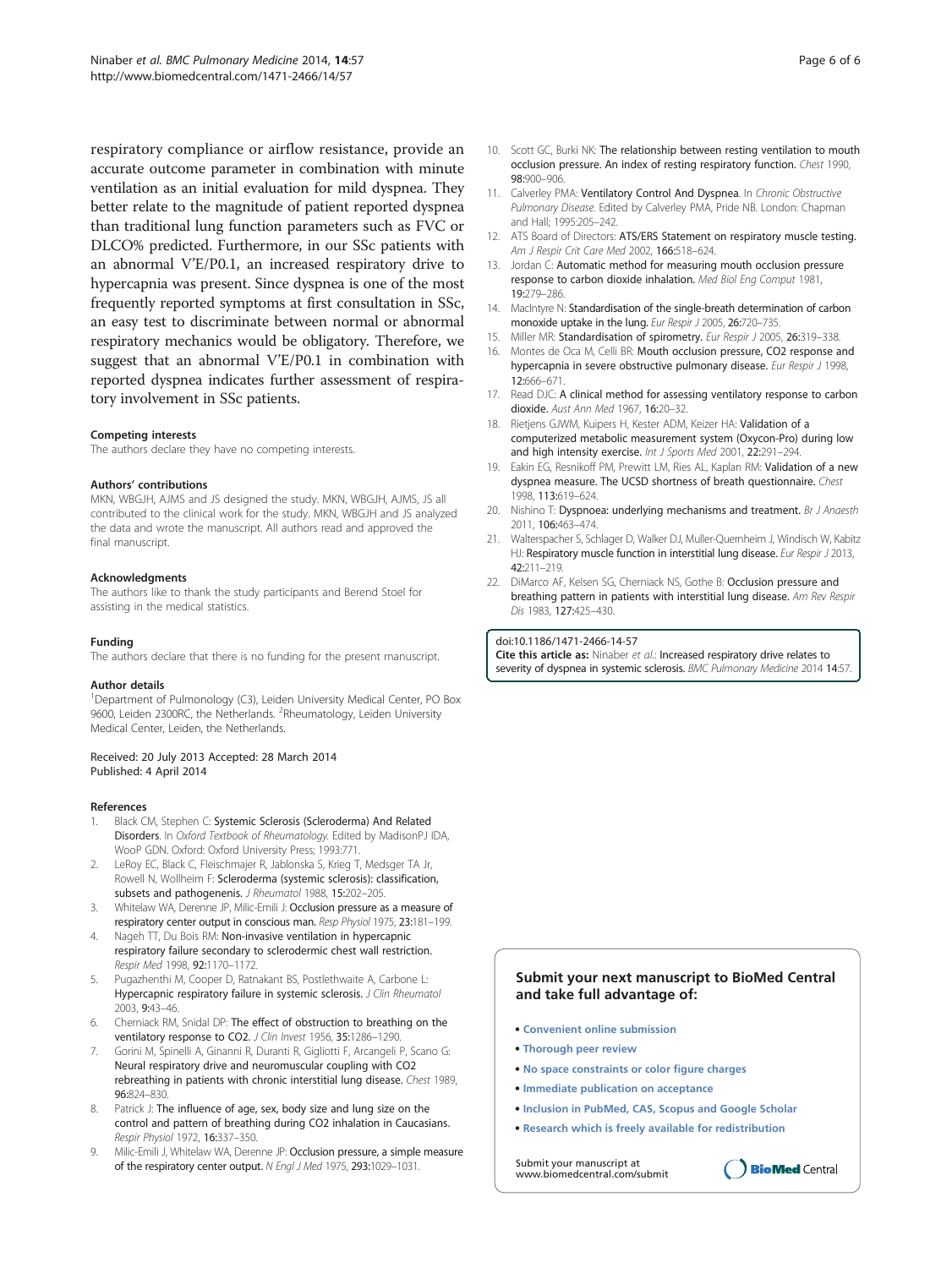respiratory compliance or airflow resistance, provide an accurate outcome parameter in combination with minute ventilation as an initial evaluation for mild dyspnea. They better relate to the magnitude of patient reported dyspnea than traditional lung function parameters such as FVC or DLCO% predicted. Furthermore, in our SSc patients with an abnormal V'E/P0.1, an increased respiratory drive to hypercapnia was present. Since dyspnea is one of the most frequently reported symptoms at first consultation in SSc, an easy test to discriminate between normal or abnormal respiratory mechanics would be obligatory. Therefore, we suggest that an abnormal V'E/P0.1 in combination with reported dyspnea indicates further assessment of respiratory involvement in SSc patients.

### Competing interests

The authors declare they have no competing interests.

### Authors' contributions

MKN, WBGJH, AJMS and JS designed the study. MKN, WBGJH, AJMS, JS all contributed to the clinical work for the study. MKN, WBGJH and JS analyzed the data and wrote the manuscript. All authors read and approved the final manuscript.

### Acknowledgments

The authors like to thank the study participants and Berend Stoel for assisting in the medical statistics.

### Funding

The authors declare that there is no funding for the present manuscript.

### Author details

[1]Department of Pulmonology (C3), Leiden University Medical Center, PO Box 9600, Leiden 2300RC, the Netherlands. [2]Rheumatology, Leiden University Medical Center, Leiden, the Netherlands.

Received: 20 July 2013 Accepted: 28 March 2014
Published: 4 April 2014

### References

1. Black CM, Stephen C: **Systemic Sclerosis (Scleroderma) And Related Disorders**. In *Oxford Textbook of Rheumatology*. Edited by MadisonPJ IDA, WooP GDN. Oxford: Oxford University Press; 1993:771.
2. LeRoy EC, Black C, Fleischmajer R, Jablonska S, Krieg T, Medsger TA Jr, Rowell N, Wollheim F: **Scleroderma (systemic sclerosis): classification, subsets and pathogenesis.** *J Rheumatol* 1988, **15:**202–205.
3. Whitelaw WA, Derenne JP, Milic-Emili J: **Occlusion pressure as a measure of respiratory center output in conscious man.** *Resp Physiol* 1975, **23:**181–199.
4. Nageh TT, Du Bois RM: **Non-invasive ventilation in hypercapnic respiratory failure secondary to sclerodermic chest wall restriction.** *Respir Med* 1998, **92:**1170–1172.
5. Pugazhenthi M, Cooper D, Ratnakant BS, Postlethwaite A, Carbone L: **Hypercapnic respiratory failure in systemic sclerosis.** *J Clin Rheumatol* 2003, **9:**43–46.
6. Cherniack RM, Snidal DP: **The effect of obstruction to breathing on the ventilatory response to CO2.** *J Clin Invest* 1956, **35:**1286–1290.
7. Gorini M, Spinelli A, Ginanni R, Duranti R, Gigliotti F, Arcangeli P, Scano G: **Neural respiratory drive and neuromuscular coupling with CO2 rebreathing in patients with chronic interstitial lung disease.** *Chest* 1989, **96:**824–830.
8. Patrick J: **The influence of age, sex, body size and lung size on the control and pattern of breathing during CO2 inhalation in Caucasians.** *Respir Physiol* 1972, **16:**337–350.
9. Milic-Emili J, Whitelaw WA, Derenne JP: **Occlusion pressure, a simple measure of the respiratory center output.** *N Engl J Med* 1975, **293:**1029–1031.
10. Scott GC, Burki NK: **The relationship between resting ventilation to mouth occlusion pressure. An index of resting respiratory function.** *Chest* 1990, **98:**900–906.
11. Calverley PMA: **Ventilatory Control And Dyspnea.** In *Chronic Obstructive Pulmonary Disease.* Edited by Calverley PMA, Pride NB. London: Chapman and Hall; 1995:205–242.
12. ATS Board of Directors: **ATS/ERS Statement on respiratory muscle testing.** *Am J Respir Crit Care Med* 2002, **166:**518–624.
13. Jordan C: **Automatic method for measuring mouth occlusion pressure response to carbon dioxide inhalation.** *Med Biol Eng Comput* 1981, **19:**279–286.
14. MacIntyre N: **Standardisation of the single-breath determination of carbon monoxide uptake in the lung.** *Eur Respir J* 2005, **26:**720–735.
15. Miller MR: **Standardisation of spirometry.** *Eur Respir J* 2005, **26:**319–338.
16. Montes de Oca M, Celli BR: **Mouth occlusion pressure, CO2 response and hypercapnia in severe obstructive pulmonary disease.** *Eur Respir J* 1998, **12:**666–671.
17. Read DJC: **A clinical method for assessing ventilatory response to carbon dioxide.** *Aust Ann Med* 1967, **16:**20–32.
18. Rietjens GJWM, Kuipers H, Kester ADM, Keizer HA: **Validation of a computerized metabolic measurement system (Oxycon-Pro) during low and high intensity exercise.** *Int J Sports Med* 2001, **22:**291–294.
19. Eakin EG, Resnikoff PM, Prewitt LM, Ries AL, Kaplan RM: **Validation of a new dyspnea measure. The UCSD shortness of breath questionnaire.** *Chest* 1998, **113:**619–624.
20. Nishino T: **Dyspnoea: underlying mechanisms and treatment.** *Br J Anaesth* 2011, **106:**463–474.
21. Walterspacher S, Schlager D, Walker DJ, Muller-Quernheim J, Windisch W, Kabitz HJ: **Respiratory muscle function in interstitial lung disease.** *Eur Respir J* 2013, **42:**211–219.
22. DiMarco AF, Kelsen SG, Cherniack NS, Gothe B: **Occlusion pressure and breathing pattern in patients with interstitial lung disease.** *Am Rev Respir Dis* 1983, **127:**425–430.

doi:10.1186/1471-2466-14-57
**Cite this article as:** Ninaber *et al.*: Increased respiratory drive relates to severity of dyspnea in systemic sclerosis. *BMC Pulmonary Medicine* 2014 **14**:57.

**Submit your next manuscript to BioMed Central and take full advantage of:**

- **Convenient online submission**
- **Thorough peer review**
- **No space constraints or color figure charges**
- **Immediate publication on acceptance**
- **Inclusion in PubMed, CAS, Scopus and Google Scholar**
- **Research which is freely available for redistribution**

Submit your manuscript at
www.biomedcentral.com/submit

BioMed Central